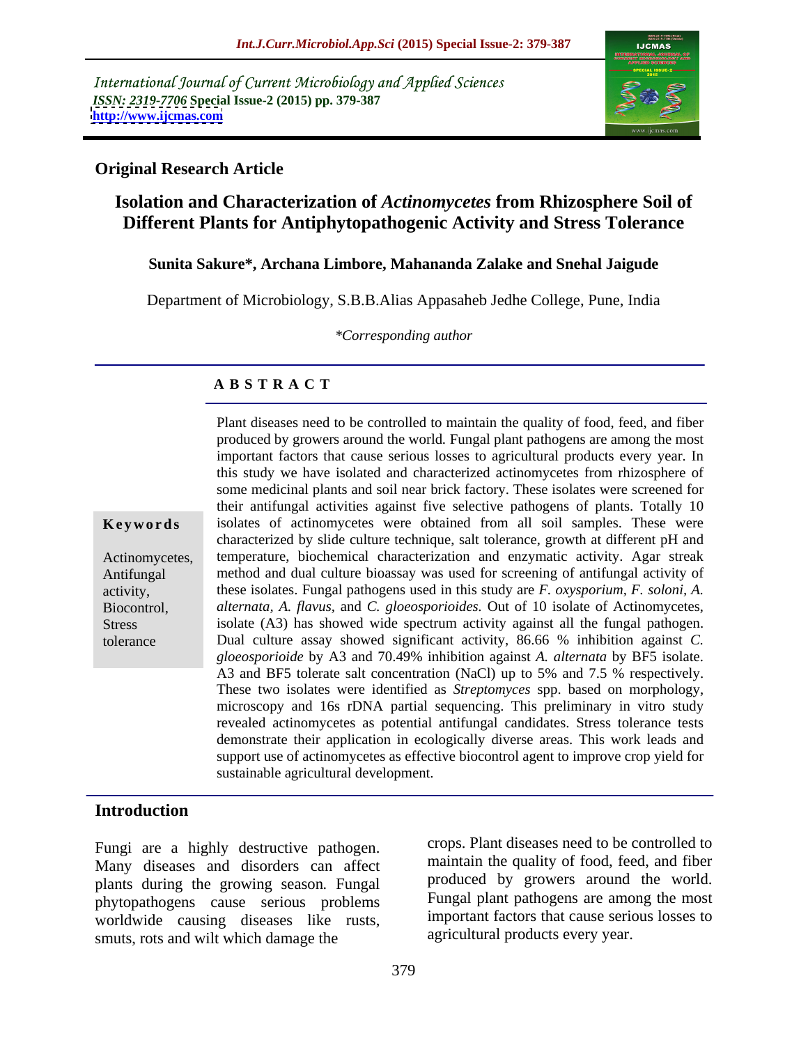International Journal of Current Microbiology and Applied Sciences
*ISSN: 2319-7706* **Special Issue-2 (2015) pp. 379-387**
**http://www.ijcmas.com**

**Original Research Article**

# Isolation and Characterization of *Actinomycetes* from Rhizosphere Soil of Different Plants for Antiphytopathogenic Activity and Stress Tolerance

**Sunita Sakure\*, Archana Limbore, Mahananda Zalake and Snehal Jaigude**

Department of Microbiology, S.B.B.Alias Appasaheb Jedhe College, Pune, India

*\*Corresponding author*

## ABSTRACT

**Keywords**

Actinomycetes, Antifungal activity, Biocontrol, Stress tolerance

Plant diseases need to be controlled to maintain the quality of food, feed, and fiber produced by growers around the world. Fungal plant pathogens are among the most important factors that cause serious losses to agricultural products every year. In this study we have isolated and characterized actinomycetes from rhizosphere of some medicinal plants and soil near brick factory. These isolates were screened for their antifungal activities against five selective pathogens of plants. Totally 10 isolates of actinomycetes were obtained from all soil samples. These were characterized by slide culture technique, salt tolerance, growth at different pH and temperature, biochemical characterization and enzymatic activity. Agar streak method and dual culture bioassay was used for screening of antifungal activity of these isolates. Fungal pathogens used in this study are *F. oxysporium*, *F. soloni*, *A. alternata*, *A. flavus*, and *C. gloeosporioides.* Out of 10 isolate of Actinomycetes, isolate (A3) has showed wide spectrum activity against all the fungal pathogen. Dual culture assay showed significant activity, 86.66 % inhibition against *C. gloeosporioide* by A3 and 70.49% inhibition against *A. alternata* by BF5 isolate. A3 and BF5 tolerate salt concentration (NaCl) up to 5% and 7.5 % respectively. These two isolates were identified as *Streptomyces* spp. based on morphology, microscopy and 16s rDNA partial sequencing. This preliminary in vitro study revealed actinomycetes as potential antifungal candidates. Stress tolerance tests demonstrate their application in ecologically diverse areas. This work leads and support use of actinomycetes as effective biocontrol agent to improve crop yield for sustainable agricultural development.

## Introduction

Fungi are a highly destructive pathogen. Many diseases and disorders can affect plants during the growing season. Fungal phytopathogens cause serious problems worldwide causing diseases like rusts, smuts, rots and wilt which damage the crops. Plant diseases need to be controlled to maintain the quality of food, feed, and fiber produced by growers around the world. Fungal plant pathogens are among the most important factors that cause serious losses to agricultural products every year.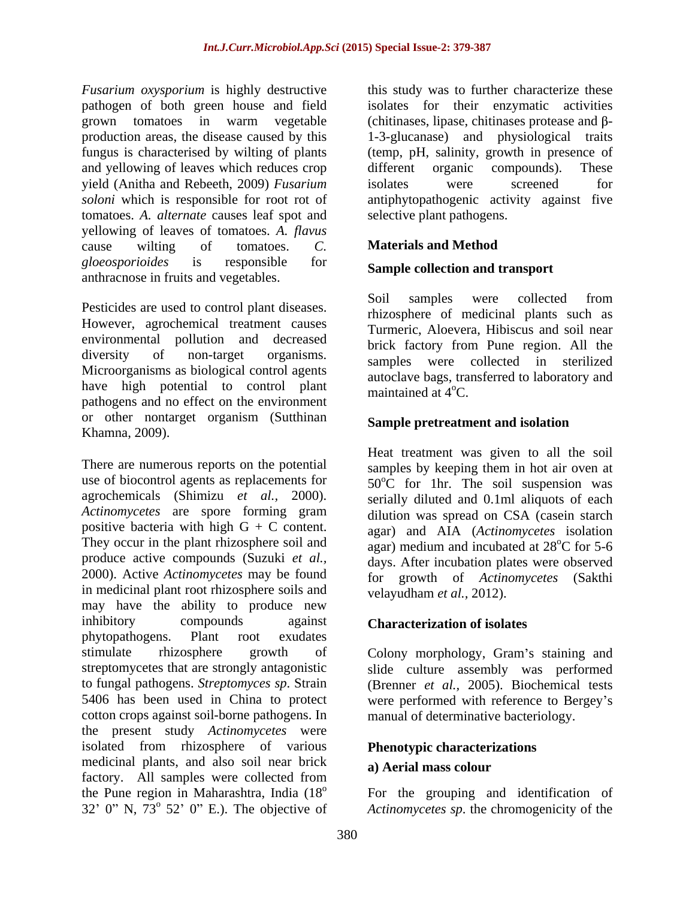*Fusarium oxysporium* is highly destructive pathogen of both green house and field grown tomatoes in warm vegetable production areas, the disease caused by this fungus is characterised by wilting of plants and yellowing of leaves which reduces crop yield (Anitha and Rebeeth, 2009) *Fusarium soloni* which is responsible for root rot of tomatoes. *A. alternate* causes leaf spot and yellowing of leaves of tomatoes. *A. flavus* cause wilting of tomatoes. *C. gloeosporioides* is responsible for anthracnose in fruits and vegetables.

Pesticides are used to control plant diseases. However, agrochemical treatment causes environmental pollution and decreased diversity of non-target organisms. Microorganisms as biological control agents have high potential to control plant pathogens and no effect on the environment or other nontarget organism (Sutthinan Khamna, 2009).

There are numerous reports on the potential use of biocontrol agents as replacements for agrochemicals (Shimizu *et al.,* 2000). *Actinomycetes* are spore forming gram positive bacteria with high G + C content. They occur in the plant rhizosphere soil and produce active compounds (Suzuki *et al.,* 2000). Active *Actinomycetes* may be found in medicinal plant root rhizosphere soils and may have the ability to produce new inhibitory compounds against phytopathogens. Plant root exudates stimulate rhizosphere growth of streptomycetes that are strongly antagonistic to fungal pathogens. *Streptomyces sp.* Strain 5406 has been used in China to protect cotton crops against soil-borne pathogens. In the present study *Actinomycetes* were isolated from rhizosphere of various medicinal plants, and also soil near brick factory. All samples were collected from the Pune region in Maharashtra, India ($18^o$ 32' 0" N, $73^o$ 52' 0" E.). The objective of this study was to further characterize these isolates for their enzymatic activities (chitinases, lipase, chitinases protease and β-1-3-glucanase) and physiological traits (temp, pH, salinity, growth in presence of different organic compounds). These isolates were screened for antiphytopathogenic activity against five selective plant pathogens.

## Materials and Method

### Sample collection and transport

Soil samples were collected from rhizosphere of medicinal plants such as Turmeric, Aloevera, Hibiscus and soil near brick factory from Pune region. All the samples were collected in sterilized autoclave bags, transferred to laboratory and maintained at $4^oC$.

### Sample pretreatment and isolation

Heat treatment was given to all the soil samples by keeping them in hot air oven at $50^oC$ for 1hr. The soil suspension was serially diluted and 0.1ml aliquots of each dilution was spread on CSA (casein starch agar) and AIA (*Actinomycetes* isolation agar) medium and incubated at $28^oC$ for 5-6 days. After incubation plates were observed for growth of *Actinomycetes* (Sakthi velayudham *et al.,* 2012).

### Characterization of isolates

Colony morphology, Gram's staining and slide culture assembly was performed (Brenner *et al.,* 2005). Biochemical tests were performed with reference to Bergey's manual of determinative bacteriology.

### Phenotypic characterizations

#### a) Aerial mass colour

For the grouping and identification of *Actinomycetes sp.* the chromogenicity of the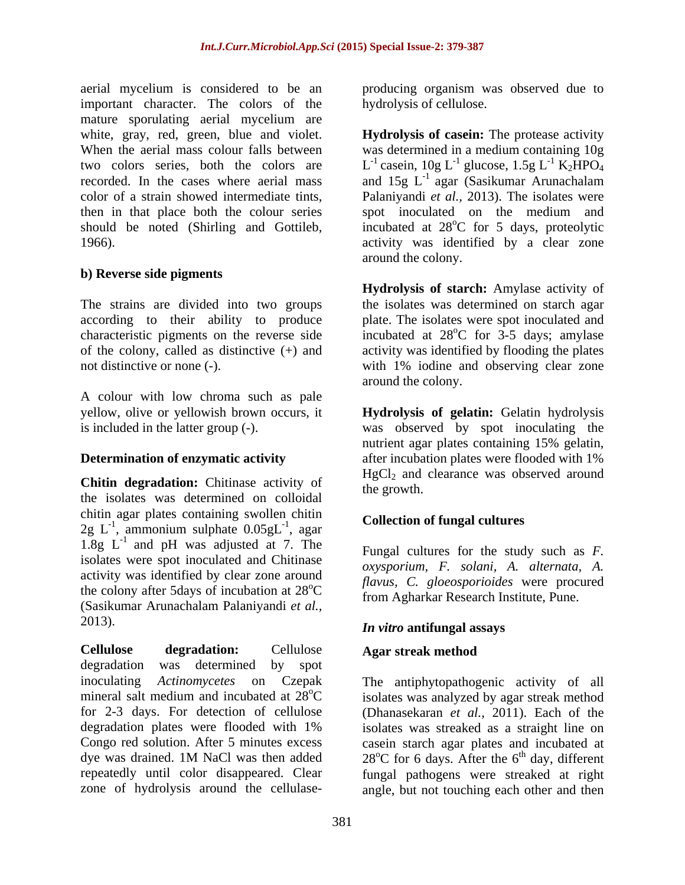aerial mycelium is considered to be an important character. The colors of the mature sporulating aerial mycelium are white, gray, red, green, blue and violet. When the aerial mass colour falls between two colors series, both the colors are recorded. In the cases where aerial mass color of a strain showed intermediate tints, then in that place both the colour series should be noted (Shirling and Gottileb, 1966).

**b) Reverse side pigments**

The strains are divided into two groups according to their ability to produce characteristic pigments on the reverse side of the colony, called as distinctive (+) and not distinctive or none (-).

A colour with low chroma such as pale yellow, olive or yellowish brown occurs, it is included in the latter group (-).

**Determination of enzymatic activity**

**Chitin degradation:** Chitinase activity of the isolates was determined on colloidal chitin agar plates containing swollen chitin 2g $L^{-1}$, ammonium sulphate 0.05g$L^{-1}$, agar 1.8g $L^{-1}$ and pH was adjusted at 7. The isolates were spot inoculated and Chitinase activity was identified by clear zone around the colony after 5days of incubation at 28$^{o}$C (Sasikumar Arunachalam Palaniyandi *et al.,* 2013).

**Cellulose degradation:** Cellulose degradation was determined by spot inoculating *Actinomycetes* on Czepak mineral salt medium and incubated at 28$^{o}$C for 2-3 days. For detection of cellulose degradation plates were flooded with 1% Congo red solution. After 5 minutes excess dye was drained. 1M NaCl was then added repeatedly until color disappeared. Clear zone of hydrolysis around the cellulase-producing organism was observed due to hydrolysis of cellulose.

**Hydrolysis of casein:** The protease activity was determined in a medium containing 10g $L^{-1}$ casein, 10g $L^{-1}$ glucose, 1.5g $L^{-1}$ $K_2HPO_4$ and 15g $L^{-1}$ agar (Sasikumar Arunachalam Palaniyandi *et al.,* 2013). The isolates were spot inoculated on the medium and incubated at 28$^{o}$C for 5 days, proteolytic activity was identified by a clear zone around the colony.

**Hydrolysis of starch:** Amylase activity of the isolates was determined on starch agar plate. The isolates were spot inoculated and incubated at 28$^{o}$C for 3-5 days; amylase activity was identified by flooding the plates with 1% iodine and observing clear zone around the colony.

**Hydrolysis of gelatin:** Gelatin hydrolysis was observed by spot inoculating the nutrient agar plates containing 15% gelatin, after incubation plates were flooded with 1% $HgCl_2$ and clearance was observed around the growth.

**Collection of fungal cultures**

Fungal cultures for the study such as *F. oxysporium, F. solani, A. alternata, A. flavus, C. gloeosporioides* were procured from Agharkar Research Institute, Pune.

***In vitro* antifungal assays**

**Agar streak method**

The antiphytopathogenic activity of all isolates was analyzed by agar streak method (Dhanasekaran *et al.,* 2011). Each of the isolates was streaked as a straight line on casein starch agar plates and incubated at 28$^{o}$C for 6 days. After the 6$^{th}$ day, different fungal pathogens were streaked at right angle, but not touching each other and then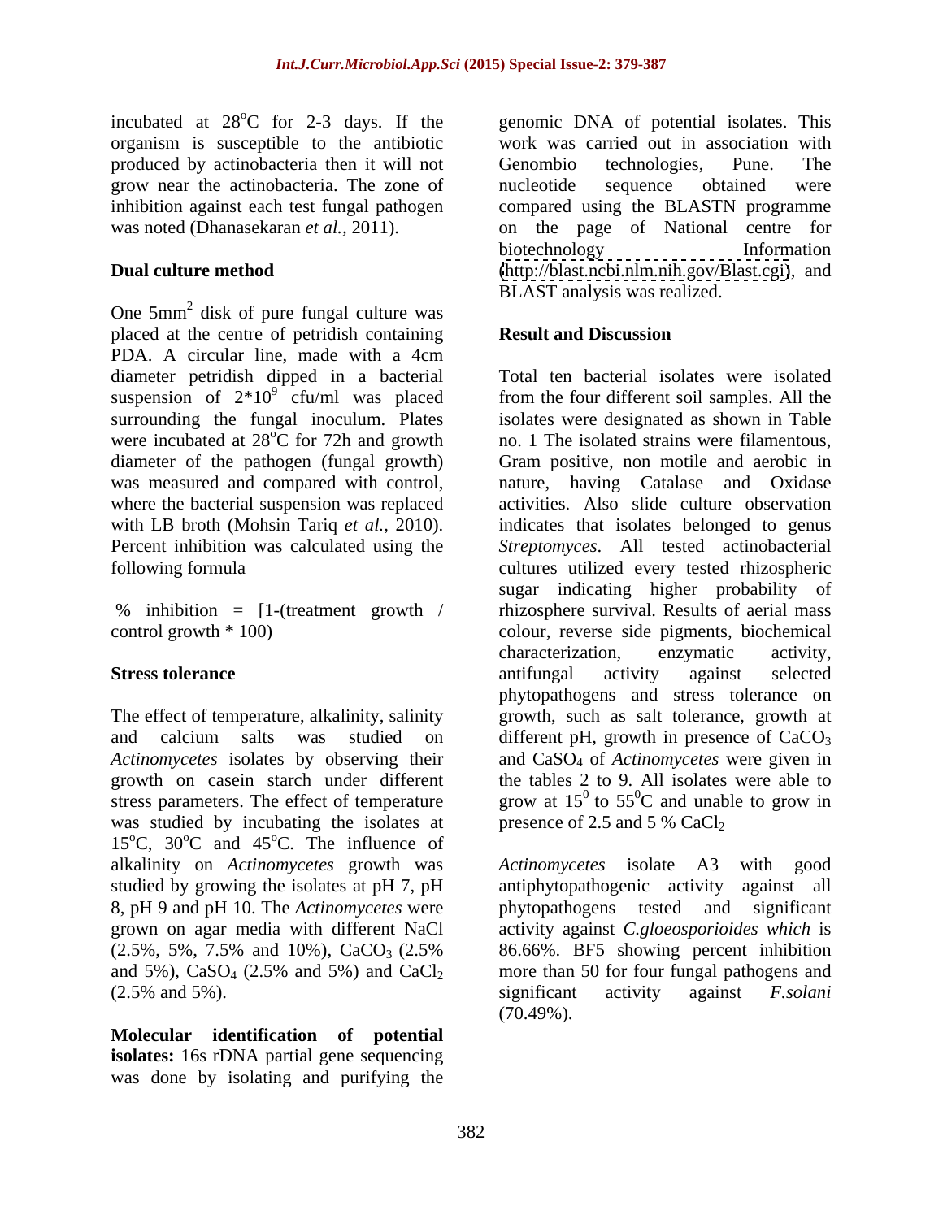incubated at 28$^o$C for 2-3 days. If the organism is susceptible to the antibiotic produced by actinobacteria then it will not grow near the actinobacteria. The zone of inhibition against each test fungal pathogen was noted (Dhanasekaran *et al.,* 2011).

**Dual culture method**

One 5mm$^2$ disk of pure fungal culture was placed at the centre of petridish containing PDA. A circular line, made with a 4cm diameter petridish dipped in a bacterial suspension of 2*10$^9$ cfu/ml was placed surrounding the fungal inoculum. Plates were incubated at 28$^o$C for 72h and growth diameter of the pathogen (fungal growth) was measured and compared with control, where the bacterial suspension was replaced with LB broth (Mohsin Tariq *et al.,* 2010). Percent inhibition was calculated using the following formula

% inhibition = [1-(treatment growth / control growth * 100)

**Stress tolerance**

The effect of temperature, alkalinity, salinity and calcium salts was studied on *Actinomycetes* isolates by observing their growth on casein starch under different stress parameters. The effect of temperature was studied by incubating the isolates at 15$^o$C, 30$^o$C and 45$^o$C. The influence of alkalinity on *Actinomycetes* growth was studied by growing the isolates at pH 7, pH 8, pH 9 and pH 10. The *Actinomycetes* were grown on agar media with different NaCl (2.5%, 5%, 7.5% and 10%), $CaCO_3$ (2.5% and 5%), $CaSO_4$ (2.5% and 5%) and $CaCl_2$ (2.5% and 5%).

**Molecular identification of potential isolates:** 16s rDNA partial gene sequencing was done by isolating and purifying the genomic DNA of potential isolates. This work was carried out in association with Genombio technologies, Pune. The nucleotide sequence obtained were compared using the BLASTN programme on the page of National centre for biotechnology Information (http://blast.ncbi.nlm.nih.gov/Blast.cgi), and BLAST analysis was realized.

**Result and Discussion**

Total ten bacterial isolates were isolated from the four different soil samples. All the isolates were designated as shown in Table no. 1 The isolated strains were filamentous, Gram positive, non motile and aerobic in nature, having Catalase and Oxidase activities. Also slide culture observation indicates that isolates belonged to genus *Streptomyces*. All tested actinobacterial cultures utilized every tested rhizospheric sugar indicating higher probability of rhizosphere survival. Results of aerial mass colour, reverse side pigments, biochemical characterization, enzymatic activity, antifungal activity against selected phytopathogens and stress tolerance on growth, such as salt tolerance, growth at different pH, growth in presence of $CaCO_3$ and $CaSO_4$ of *Actinomycetes* were given in the tables 2 to 9. All isolates were able to grow at 15$^0$ to 55$^0$C and unable to grow in presence of 2.5 and 5 % $CaCl_2$

*Actinomycetes* isolate A3 with good antiphytopathogenic activity against all phytopathogens tested and significant activity against *C.gloeosporioides which* is 86.66%. BF5 showing percent inhibition more than 50 for four fungal pathogens and significant activity against *F.solani* (70.49%).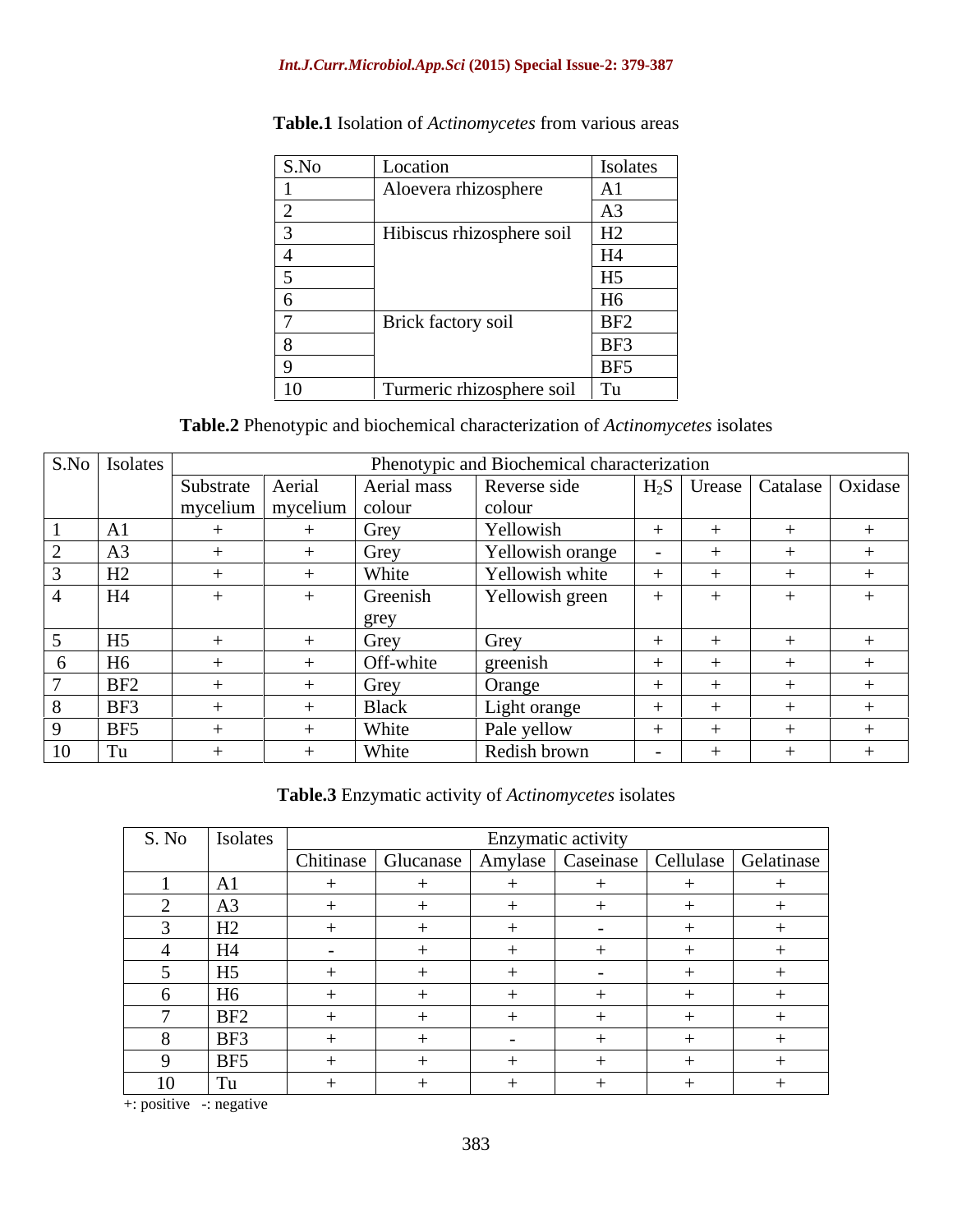**Table.1** Isolation of *Actinomycetes* from various areas

| S.No | Location | Isolates |
|---|---|---|
| 1 | Aloevera rhizosphere | A1 |
| 2 | | A3 |
| 3 | Hibiscus rhizosphere soil | H2 |
| 4 | | H4 |
| 5 | | H5 |
| 6 | | H6 |
| 7 | Brick factory soil | BF2 |
| 8 | | BF3 |
| 9 | | BF5 |
| 10 | Turmeric rhizosphere soil | Tu |

**Table.2** Phenotypic and biochemical characterization of *Actinomycetes* isolates

| S.No | Isolates | Phenotypic and Biochemical characterization | | | | | | | |
|---|---|---|---|---|---|---|---|---|---|
| | | Substrate mycelium | Aerial mycelium | Aerial mass colour | Reverse side colour | $H_2S$ | Urease | Catalase | Oxidase |
| 1 | A1 | + | + | Grey | Yellowish | + | + | + | + |
| 2 | A3 | + | + | Grey | Yellowish orange | - | + | + | + |
| 3 | H2 | + | + | White | Yellowish white | + | + | + | + |
| 4 | H4 | + | + | Greenish grey | Yellowish green | + | + | + | + |
| 5 | H5 | + | + | Grey | Grey | + | + | + | + |
| 6 | H6 | + | + | Off-white | greenish | + | + | + | + |
| 7 | BF2 | + | + | Grey | Orange | + | + | + | + |
| 8 | BF3 | + | + | Black | Light orange | + | + | + | + |
| 9 | BF5 | + | + | White | Pale yellow | + | + | + | + |
| 10 | Tu | + | + | White | Redish brown | - | + | + | + |

**Table.3** Enzymatic activity of *Actinomycetes* isolates

| S. No | Isolates | Enzymatic activity | | | | | |
|---|---|---|---|---|---|---|---|
| | | Chitinase | Glucanase | Amylase | Caseinase | Cellulase | Gelatinase |
| 1 | A1 | + | + | + | + | + | + |
| 2 | A3 | + | + | + | + | + | + |
| 3 | H2 | + | + | + | - | + | + |
| 4 | H4 | - | + | + | + | + | + |
| 5 | H5 | + | + | + | - | + | + |
| 6 | H6 | + | + | + | + | + | + |
| 7 | BF2 | + | + | + | + | + | + |
| 8 | BF3 | + | + | - | + | + | + |
| 9 | BF5 | + | + | + | + | + | + |
| 10 | Tu | + | + | + | + | + | + |

+: positive -: negative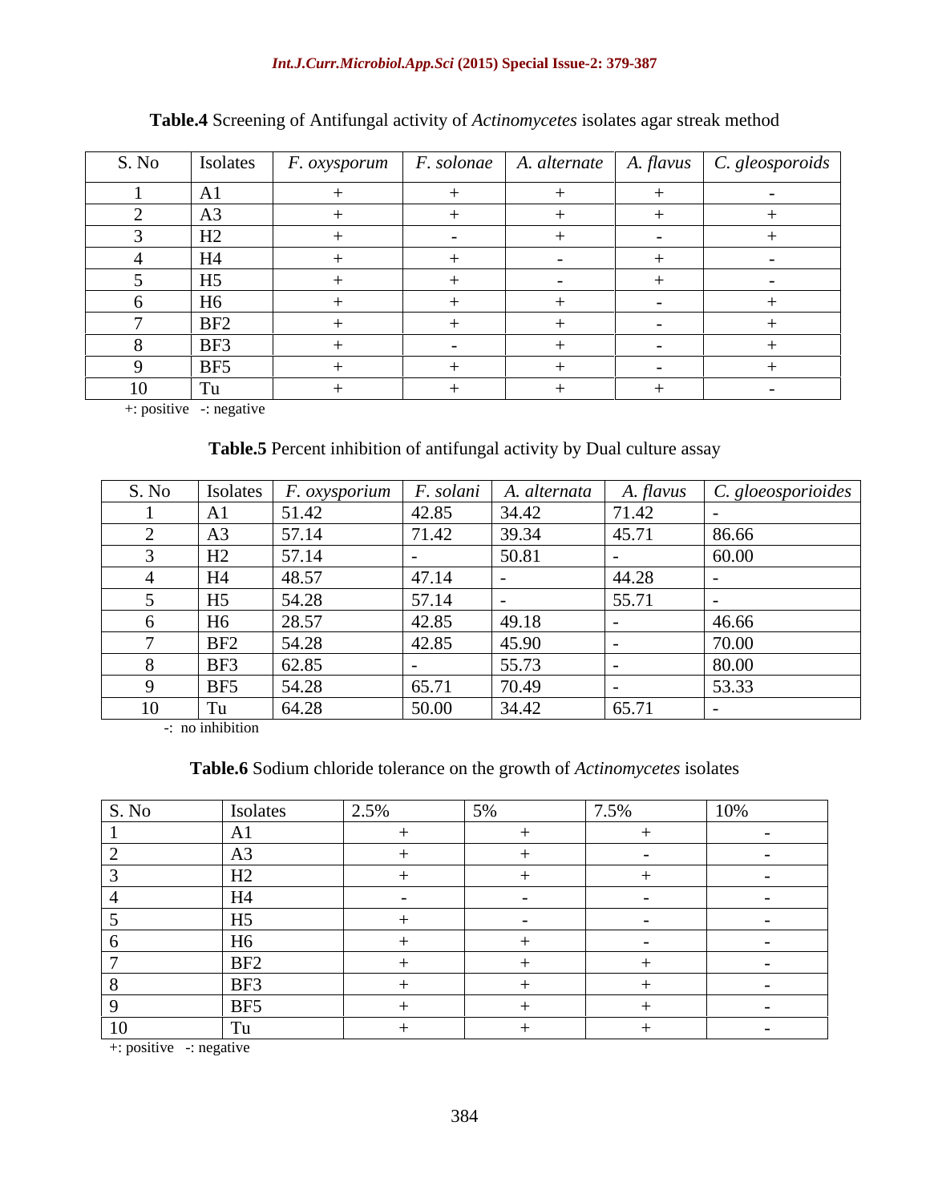**Table.4** Screening of Antifungal activity of *Actinomycetes* isolates agar streak method

| S. No | Isolates | *F. oxysporum* | *F. solonae* | *A. alternate* | *A. flavus* | *C. gleosporoids* |
|---|---|---|---|---|---|---|
| 1 | A1 | + | + | + | + | - |
| 2 | A3 | + | + | + | + | + |
| 3 | H2 | + | - | + | - | + |
| 4 | H4 | + | + | - | + | - |
| 5 | H5 | + | + | - | + | - |
| 6 | H6 | + | + | + | - | + |
| 7 | BF2 | + | + | + | - | + |
| 8 | BF3 | + | - | + | - | + |
| 9 | BF5 | + | + | + | - | + |
| 10 | Tu | + | + | + | + | - |

+: positive -: negative

**Table.5** Percent inhibition of antifungal activity by Dual culture assay

| S. No | Isolates | *F. oxysporium* | *F. solani* | *A. alternata* | *A. flavus* | *C. gloeosporioides* |
|---|---|---|---|---|---|---|
| 1 | A1 | 51.42 | 42.85 | 34.42 | 71.42 | - |
| 2 | A3 | 57.14 | 71.42 | 39.34 | 45.71 | 86.66 |
| 3 | H2 | 57.14 | - | 50.81 | - | 60.00 |
| 4 | H4 | 48.57 | 47.14 | - | 44.28 | - |
| 5 | H5 | 54.28 | 57.14 | - | 55.71 | - |
| 6 | H6 | 28.57 | 42.85 | 49.18 | - | 46.66 |
| 7 | BF2 | 54.28 | 42.85 | 45.90 | - | 70.00 |
| 8 | BF3 | 62.85 | - | 55.73 | - | 80.00 |
| 9 | BF5 | 54.28 | 65.71 | 70.49 | - | 53.33 |
| 10 | Tu | 64.28 | 50.00 | 34.42 | 65.71 | - |

-: no inhibition

**Table.6** Sodium chloride tolerance on the growth of *Actinomycetes* isolates

| S. No | Isolates | 2.5% | 5% | 7.5% | 10% |
|---|---|---|---|---|---|
| 1 | A1 | + | + | + | - |
| 2 | A3 | + | + | - | - |
| 3 | H2 | + | + | + | - |
| 4 | H4 | - | - | - | - |
| 5 | H5 | + | - | - | - |
| 6 | H6 | + | + | - | - |
| 7 | BF2 | + | + | + | - |
| 8 | BF3 | + | + | + | - |
| 9 | BF5 | + | + | + | - |
| 10 | Tu | + | + | + | - |

+: positive -: negative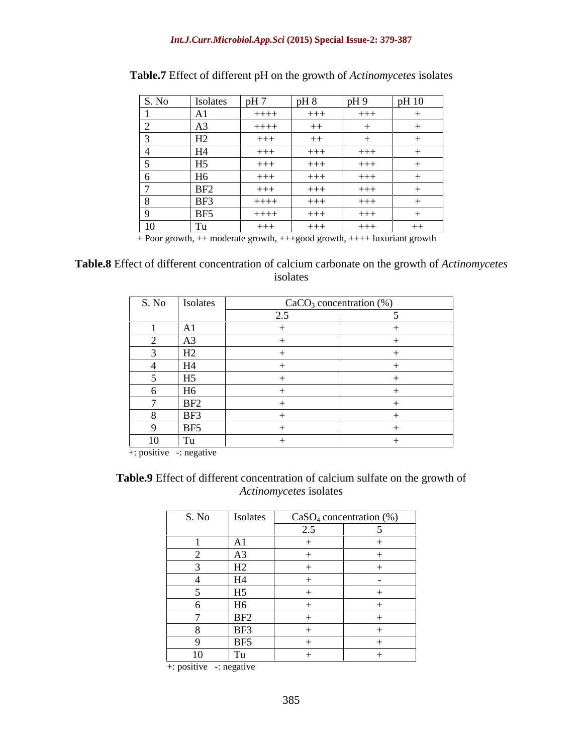**Table.7** Effect of different pH on the growth of *Actinomycetes* isolates

| S. No | Isolates | pH 7 | pH 8 | pH 9 | pH 10 |
|---|---|---|---|---|---|
| 1 | A1 | ++++ | +++ | +++ | + |
| 2 | A3 | ++++ | ++ | + | + |
| 3 | H2 | +++ | ++ | + | + |
| 4 | H4 | +++ | +++ | +++ | + |
| 5 | H5 | +++ | +++ | +++ | + |
| 6 | H6 | +++ | +++ | +++ | + |
| 7 | BF2 | +++ | +++ | +++ | + |
| 8 | BF3 | ++++ | +++ | +++ | + |
| 9 | BF5 | ++++ | +++ | +++ | + |
| 10 | Tu | +++ | +++ | +++ | ++ |

+ Poor growth, ++ moderate growth, +++good growth, ++++ luxuriant growth

**Table.8** Effect of different concentration of calcium carbonate on the growth of *Actinomycetes* isolates

| S. No | Isolates | $CaCO_3$ concentration (%) | |
|---|---|---|---|
| | | 2.5 | 5 |
| 1 | A1 | + | + |
| 2 | A3 | + | + |
| 3 | H2 | + | + |
| 4 | H4 | + | + |
| 5 | H5 | + | + |
| 6 | H6 | + | + |
| 7 | BF2 | + | + |
| 8 | BF3 | + | + |
| 9 | BF5 | + | + |
| 10 | Tu | + | + |

+: positive -: negative

**Table.9** Effect of different concentration of calcium sulfate on the growth of *Actinomycetes* isolates

| S. No | Isolates | $CaSO_4$ concentration (%) | |
|---|---|---|---|
| | | 2.5 | 5 |
| 1 | A1 | + | + |
| 2 | A3 | + | + |
| 3 | H2 | + | + |
| 4 | H4 | + | - |
| 5 | H5 | + | + |
| 6 | H6 | + | + |
| 7 | BF2 | + | + |
| 8 | BF3 | + | + |
| 9 | BF5 | + | + |
| 10 | Tu | + | + |

+: positive -: negative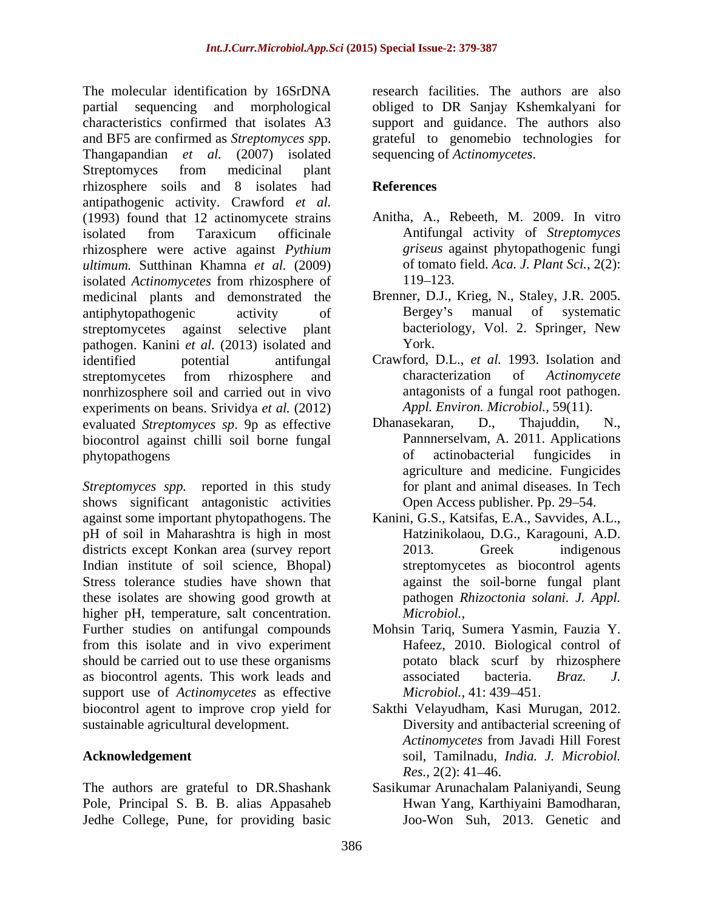The molecular identification by 16SrDNA partial sequencing and morphological characteristics confirmed that isolates A3 and BF5 are confirmed as *Streptomyces spp*. Thangapandian *et al.* (2007) isolated Streptomyces from medicinal plant rhizosphere soils and 8 isolates had antipathogenic activity. Crawford *et al.* (1993) found that 12 actinomycete strains isolated from Taraxicum officinale rhizosphere were active against *Pythium ultimum.* Sutthinan Khamna *et al.* (2009) isolated *Actinomycetes* from rhizosphere of medicinal plants and demonstrated the antiphytopathogenic activity of streptomycetes against selective plant pathogen. Kanini *et al.* (2013) isolated and identified potential antifungal streptomycetes from rhizosphere and nonrhizosphere soil and carried out in vivo experiments on beans. Srividya *et al.* (2012) evaluated *Streptomyces sp*. 9p as effective biocontrol against chilli soil borne fungal phytopathogens

*Streptomyces spp.* reported in this study shows significant antagonistic activities against some important phytopathogens. The pH of soil in Maharashtra is high in most districts except Konkan area (survey report Indian institute of soil science, Bhopal) Stress tolerance studies have shown that these isolates are showing good growth at higher pH, temperature, salt concentration. Further studies on antifungal compounds from this isolate and in vivo experiment should be carried out to use these organisms as biocontrol agents. This work leads and support use of *Actinomycetes* as effective biocontrol agent to improve crop yield for sustainable agricultural development.

## Acknowledgement

The authors are grateful to DR.Shashank Pole, Principal S. B. B. alias Appasaheb Jedhe College, Pune, for providing basic research facilities. The authors are also obliged to DR Sanjay Kshemkalyani for support and guidance. The authors also grateful to genomebio technologies for sequencing of *Actinomycetes*.

## References

Anitha, A., Rebeeth, M. 2009. In vitro Antifungal activity of *Streptomyces griseus* against phytopathogenic fungi of tomato field. *Aca. J. Plant Sci.,* 2(2): 119–123.

Brenner, D.J., Krieg, N., Staley, J.R. 2005. Bergey's manual of systematic bacteriology, Vol. 2. Springer, New York.

Crawford, D.L., *et al.* 1993. Isolation and characterization of *Actinomycete* antagonists of a fungal root pathogen. *Appl. Environ. Microbiol.,* 59(11).

Dhanasekaran, D., Thajuddin, N., Pannnerselvam, A. 2011. Applications of actinobacterial fungicides in agriculture and medicine. Fungicides for plant and animal diseases. In Tech Open Access publisher. Pp. 29–54.

Kanini, G.S., Katsifas, E.A., Savvides, A.L., Hatzinikolaou, D.G., Karagouni, A.D. 2013. Greek indigenous streptomycetes as biocontrol agents against the soil-borne fungal plant pathogen *Rhizoctonia solani. J. Appl. Microbiol.,*

Mohsin Tariq, Sumera Yasmin, Fauzia Y. Hafeez, 2010. Biological control of potato black scurf by rhizosphere associated bacteria. *Braz. J. Microbiol.,* 41: 439–451.

Sakthi Velayudham, Kasi Murugan, 2012. Diversity and antibacterial screening of *Actinomycetes* from Javadi Hill Forest soil, Tamilnadu, *India. J. Microbiol. Res.,* 2(2): 41–46.

Sasikumar Arunachalam Palaniyandi, Seung Hwan Yang, Karthiyaini Bamodharan, Joo-Won Suh, 2013. Genetic and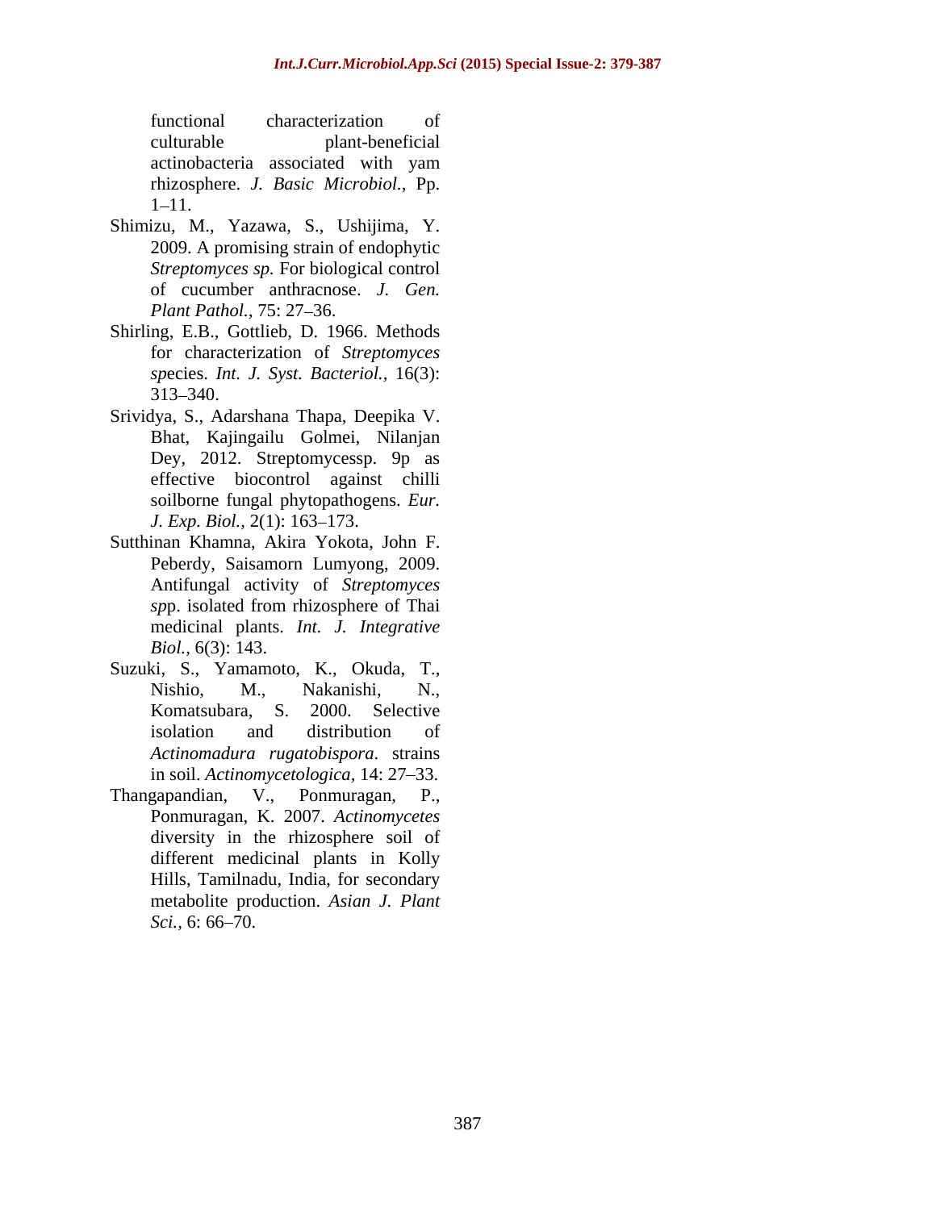functional characterization of culturable plant-beneficial actinobacteria associated with yam rhizosphere. *J. Basic Microbiol.*, Pp. 1–11.

Shimizu, M., Yazawa, S., Ushijima, Y. 2009. A promising strain of endophytic *Streptomyces sp.* For biological control of cucumber anthracnose. *J. Gen. Plant Pathol*., 75: 27–36.

Shirling, E.B., Gottlieb, D. 1966. Methods for characterization of *Streptomyces sp*ecies. *Int. J. Syst. Bacteriol.*, 16(3): 313–340.

Srividya, S., Adarshana Thapa, Deepika V. Bhat, Kajingailu Golmei, Nilanjan Dey, 2012. Streptomycessp. 9p as effective biocontrol against chilli soilborne fungal phytopathogens. *Eur. J. Exp. Biol.*, 2(1): 163–173.

Sutthinan Khamna, Akira Yokota, John F. Peberdy, Saisamorn Lumyong, 2009. Antifungal activity of *Streptomyces sp*p. isolated from rhizosphere of Thai medicinal plants. *Int. J. Integrative Biol.*, 6(3): 143.

Suzuki, S., Yamamoto, K., Okuda, T., Nishio, M., Nakanishi, N., Komatsubara, S. 2000. Selective isolation and distribution of *Actinomadura rugatobispora*. strains in soil. *Actinomycetologica*, 14: 27–33.

Thangapandian, V., Ponmuragan, P., Ponmuragan, K. 2007. *Actinomycetes* diversity in the rhizosphere soil of different medicinal plants in Kolly Hills, Tamilnadu, India, for secondary metabolite production. *Asian J. Plant Sci.*, 6: 66–70.